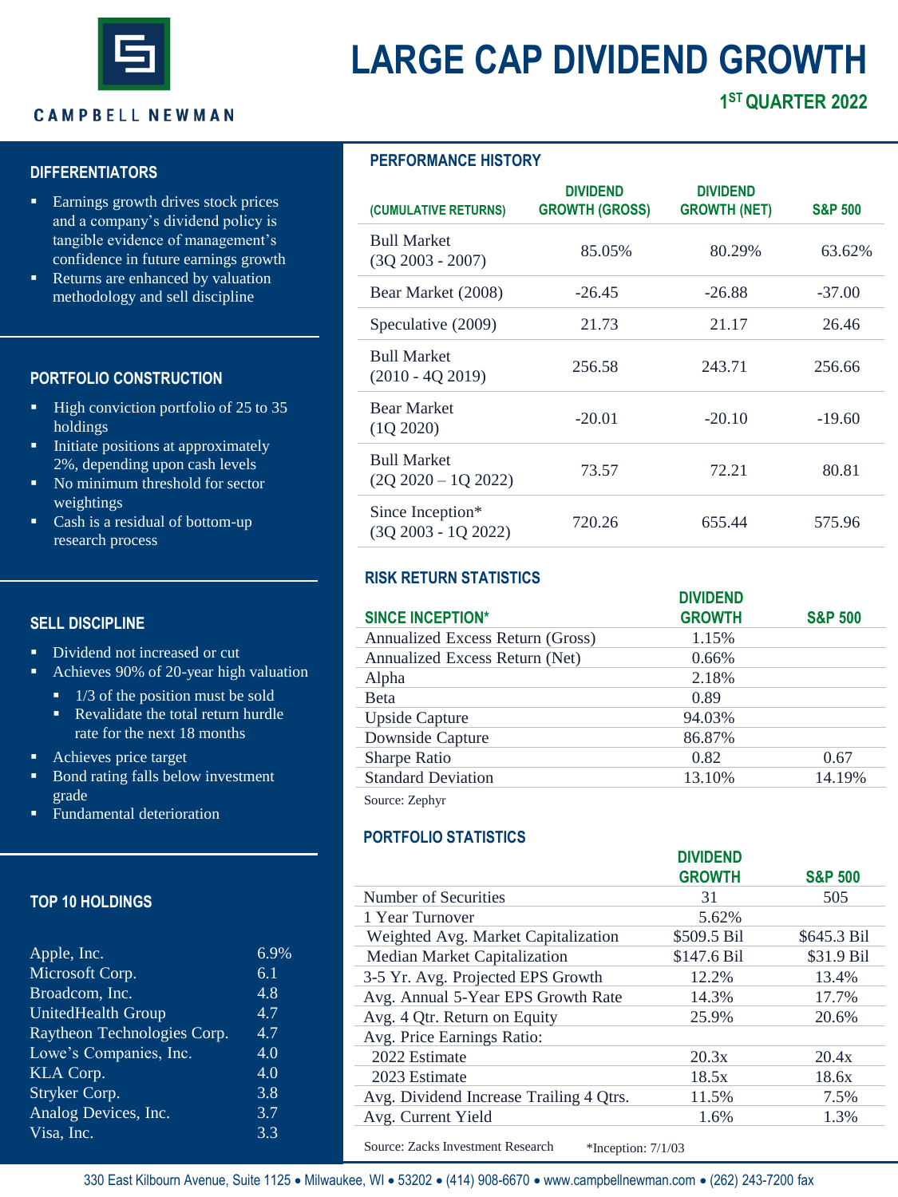# LARGE CAP DIVIDEND GROWTH

CAMPBELL NEWMAN

**1ST QUARTER 2022**

## DIFFERENTIATORS

- Earnings growth drives stock prices and a company's dividend policy is tangible evidence of management's confidence in future earnings growth
- Returns are enhanced by valuation methodology and sell discipline

## PORTFOLIO CONSTRUCTION

- High conviction portfolio of 25 to 35 holdings
- Initiate positions at approximately 2%, depending upon cash levels
- No minimum threshold for sector weightings
- Cash is a residual of bottom-up research process

## SELL DISCIPLINE

- Dividend not increased or cut
- Achieves 90% of 20-year high valuation
  - 1/3 of the position must be sold
  - Revalidate the total return hurdle rate for the next 18 months
- Achieves price target
- Bond rating falls below investment grade
- Fundamental deterioration

## TOP 10 HOLDINGS

| | |
|---|---|
| Apple, Inc. | 6.9% |
| Microsoft Corp. | 6.1 |
| Broadcom, Inc. | 4.8 |
| UnitedHealth Group | 4.7 |
| Raytheon Technologies Corp. | 4.7 |
| Lowe's Companies, Inc. | 4.0 |
| KLA Corp. | 4.0 |
| Stryker Corp. | 3.8 |
| Analog Devices, Inc. | 3.7 |
| Visa, Inc. | 3.3 |

## PERFORMANCE HISTORY

| (CUMULATIVE RETURNS) | DIVIDEND GROWTH (GROSS) | DIVIDEND GROWTH (NET) | S&P 500 |
|---|---|---|---|
| Bull Market (3Q 2003 - 2007) | 85.05% | 80.29% | 63.62% |
| Bear Market (2008) | -26.45 | -26.88 | -37.00 |
| Speculative (2009) | 21.73 | 21.17 | 26.46 |
| Bull Market (2010 - 4Q 2019) | 256.58 | 243.71 | 256.66 |
| Bear Market (1Q 2020) | -20.01 | -20.10 | -19.60 |
| Bull Market (2Q 2020 – 1Q 2022) | 73.57 | 72.21 | 80.81 |
| Since Inception* (3Q 2003 - 1Q 2022) | 720.26 | 655.44 | 575.96 |

## RISK RETURN STATISTICS

| SINCE INCEPTION* | DIVIDEND GROWTH | S&P 500 |
|---|---|---|
| Annualized Excess Return (Gross) | 1.15% | |
| Annualized Excess Return (Net) | 0.66% | |
| Alpha | 2.18% | |
| Beta | 0.89 | |
| Upside Capture | 94.03% | |
| Downside Capture | 86.87% | |
| Sharpe Ratio | 0.82 | 0.67 |
| Standard Deviation | 13.10% | 14.19% |

Source: Zephyr

## PORTFOLIO STATISTICS

| | DIVIDEND GROWTH | S&P 500 |
|---|---|---|
| Number of Securities | 31 | 505 |
| 1 Year Turnover | 5.62% | |
| Weighted Avg. Market Capitalization | $509.5 Bil | $645.3 Bil |
| Median Market Capitalization | $147.6 Bil | $31.9 Bil |
| 3-5 Yr. Avg. Projected EPS Growth | 12.2% | 13.4% |
| Avg. Annual 5-Year EPS Growth Rate | 14.3% | 17.7% |
| Avg. 4 Qtr. Return on Equity | 25.9% | 20.6% |
| Avg. Price Earnings Ratio: | | |
| 2022 Estimate | 20.3x | 20.4x |
| 2023 Estimate | 18.5x | 18.6x |
| Avg. Dividend Increase Trailing 4 Qtrs. | 11.5% | 7.5% |
| Avg. Current Yield | 1.6% | 1.3% |

Source: Zacks Investment Research *Inception: 7/1/03

330 East Kilbourn Avenue, Suite 1125 • Milwaukee, WI • 53202 • (414) 908-6670 • www.campbellnewman.com • (262) 243-7200 fax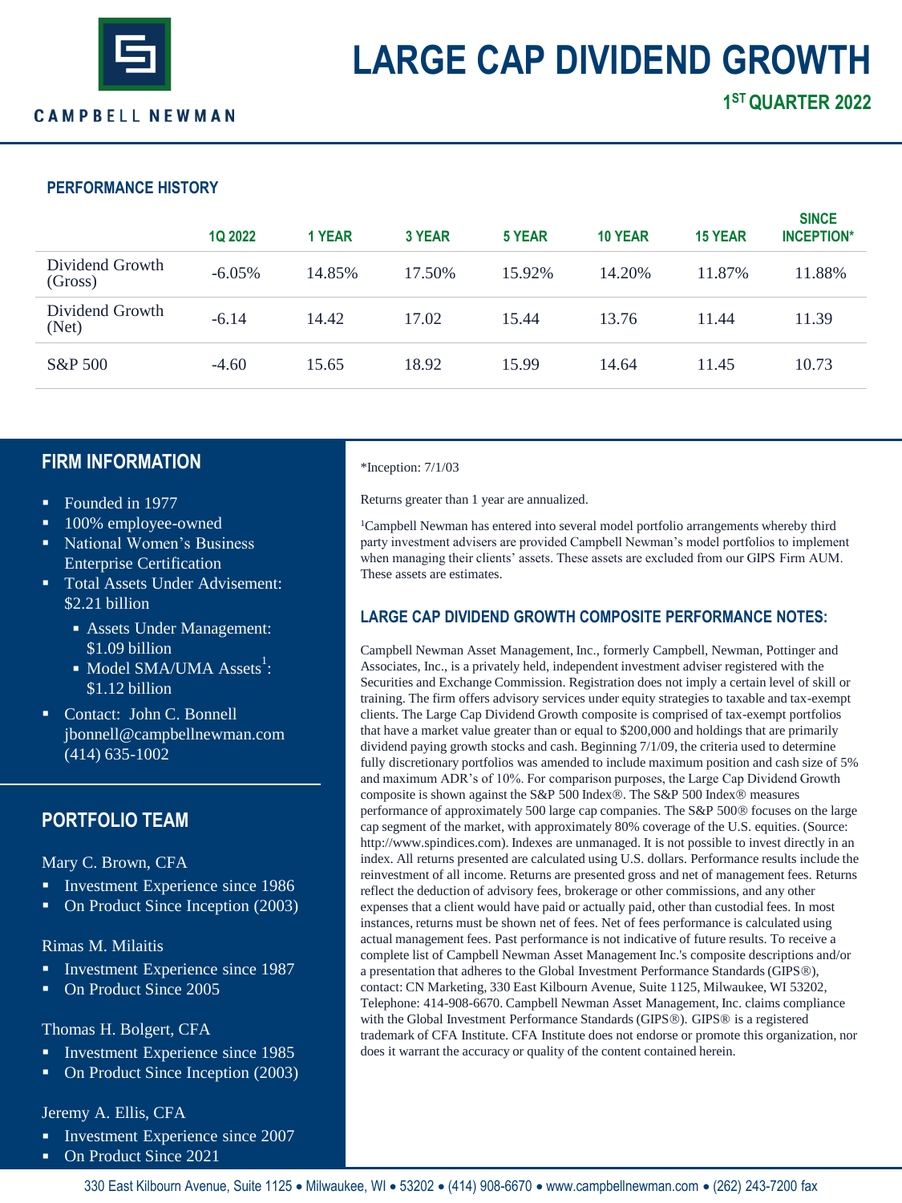CAMPBELL NEWMAN

# LARGE CAP DIVIDEND GROWTH

**1ST QUARTER 2022**

## PERFORMANCE HISTORY

| | 1Q 2022 | 1 YEAR | 3 YEAR | 5 YEAR | 10 YEAR | 15 YEAR | SINCE INCEPTION* |
|---|---|---|---|---|---|---|---|
| Dividend Growth (Gross) | -6.05% | 14.85% | 17.50% | 15.92% | 14.20% | 11.87% | 11.88% |
| Dividend Growth (Net) | -6.14 | 14.42 | 17.02 | 15.44 | 13.76 | 11.44 | 11.39 |
| S&P 500 | -4.60 | 15.65 | 18.92 | 15.99 | 14.64 | 11.45 | 10.73 |

*Inception: 7/1/03

Returns greater than 1 year are annualized.

[1]Campbell Newman has entered into several model portfolio arrangements whereby third party investment advisers are provided Campbell Newman's model portfolios to implement when managing their clients' assets. These assets are excluded from our GIPS Firm AUM. These assets are estimates.

## FIRM INFORMATION

- Founded in 1977
- 100% employee-owned
- National Women's Business Enterprise Certification
- Total Assets Under Advisement: $2.21 billion
  - Assets Under Management: $1.09 billion
  - Model SMA/UMA Assets[1]: $1.12 billion
- Contact: John C. Bonnell
  jbonnell@campbellnewman.com
  (414) 635-1002

## PORTFOLIO TEAM

Mary C. Brown, CFA

- Investment Experience since 1986
- On Product Since Inception (2003)

Rimas M. Milaitis

- Investment Experience since 1987
- On Product Since 2005

Thomas H. Bolgert, CFA

- Investment Experience since 1985
- On Product Since Inception (2003)

Jeremy A. Ellis, CFA

- Investment Experience since 2007
- On Product Since 2021

## LARGE CAP DIVIDEND GROWTH COMPOSITE PERFORMANCE NOTES:

Campbell Newman Asset Management, Inc., formerly Campbell, Newman, Pottinger and Associates, Inc., is a privately held, independent investment adviser registered with the Securities and Exchange Commission. Registration does not imply a certain level of skill or training. The firm offers advisory services under equity strategies to taxable and tax-exempt clients. The Large Cap Dividend Growth composite is comprised of tax-exempt portfolios that have a market value greater than or equal to $200,000 and holdings that are primarily dividend paying growth stocks and cash. Beginning 7/1/09, the criteria used to determine fully discretionary portfolios was amended to include maximum position and cash size of 5% and maximum ADR's of 10%. For comparison purposes, the Large Cap Dividend Growth composite is shown against the S&P 500 Index®. The S&P 500 Index® measures performance of approximately 500 large cap companies. The S&P 500® focuses on the large cap segment of the market, with approximately 80% coverage of the U.S. equities. (Source: http://www.spindices.com). Indexes are unmanaged. It is not possible to invest directly in an index. All returns presented are calculated using U.S. dollars. Performance results include the reinvestment of all income. Returns are presented gross and net of management fees. Returns reflect the deduction of advisory fees, brokerage or other commissions, and any other expenses that a client would have paid or actually paid, other than custodial fees. In most instances, returns must be shown net of fees. Net of fees performance is calculated using actual management fees. Past performance is not indicative of future results. To receive a complete list of Campbell Newman Asset Management Inc.'s composite descriptions and/or a presentation that adheres to the Global Investment Performance Standards (GIPS®), contact: CN Marketing, 330 East Kilbourn Avenue, Suite 1125, Milwaukee, WI 53202, Telephone: 414-908-6670. Campbell Newman Asset Management, Inc. claims compliance with the Global Investment Performance Standards (GIPS®). GIPS® is a registered trademark of CFA Institute. CFA Institute does not endorse or promote this organization, nor does it warrant the accuracy or quality of the content contained herein.

330 East Kilbourn Avenue, Suite 1125 • Milwaukee, WI • 53202 • (414) 908-6670 • www.campbellnewman.com • (262) 243-7200 fax